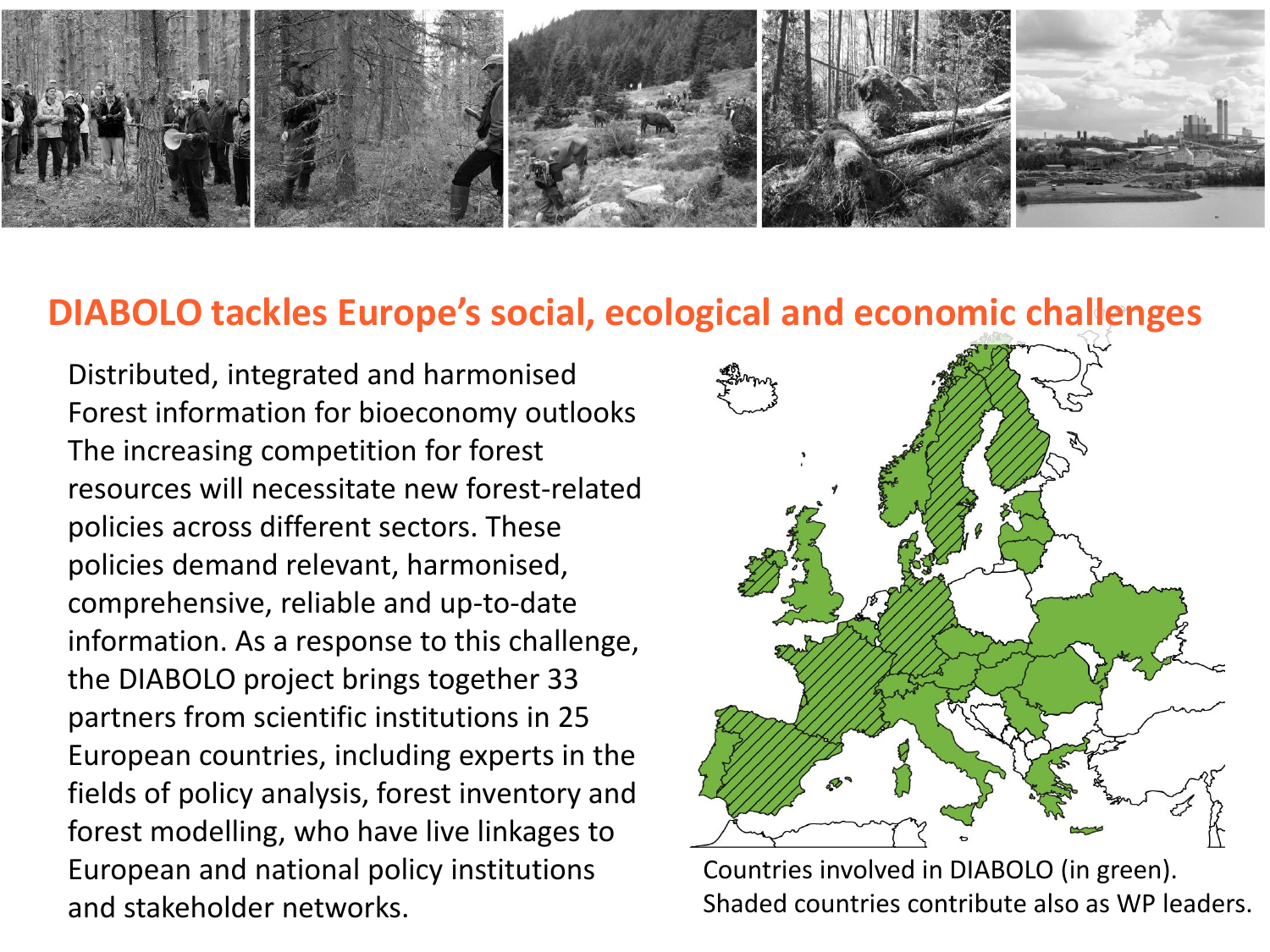## DIABOLO tackles Europe's social, ecological and economic challenges

Distributed, integrated and harmonised Forest information for bioeconomy outlooks The increasing competition for forest resources will necessitate new forest-related policies across different sectors. These policies demand relevant, harmonised, comprehensive, reliable and up-to-date information. As a response to this challenge, the DIABOLO project brings together 33 partners from scientific institutions in 25 European countries, including experts in the fields of policy analysis, forest inventory and forest modelling, who have live linkages to European and national policy institutions and stakeholder networks.

Countries involved in DIABOLO (in green). Shaded countries contribute also as WP leaders.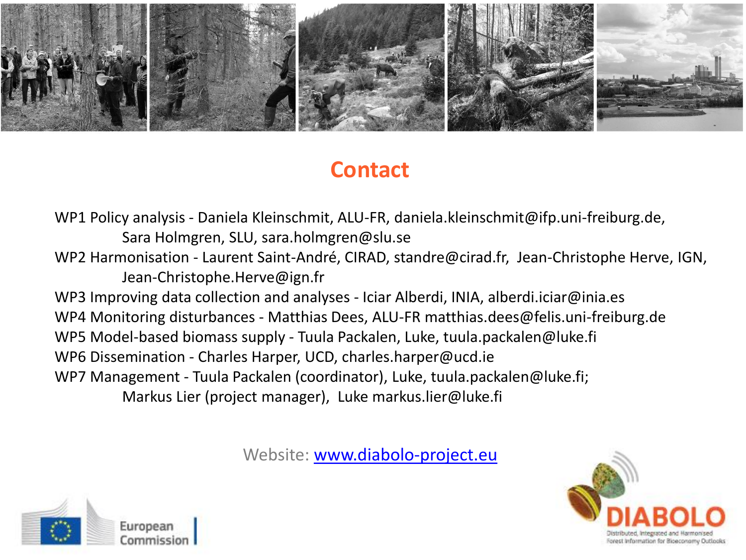# Contact

WP1 Policy analysis - Daniela Kleinschmit, ALU-FR, daniela.kleinschmit@ifp.uni-freiburg.de,
Sara Holmgren, SLU, sara.holmgren@slu.se

WP2 Harmonisation - Laurent Saint-André, CIRAD, standre@cirad.fr, Jean-Christophe Herve, IGN,
Jean-Christophe.Herve@ign.fr

WP3 Improving data collection and analyses - Iciar Alberdi, INIA, alberdi.iciar@inia.es

WP4 Monitoring disturbances - Matthias Dees, ALU-FR matthias.dees@felis.uni-freiburg.de

WP5 Model-based biomass supply - Tuula Packalen, Luke, tuula.packalen@luke.fi

WP6 Dissemination - Charles Harper, UCD, charles.harper@ucd.ie

WP7 Management - Tuula Packalen (coordinator), Luke, tuula.packalen@luke.fi;
Markus Lier (project manager), Luke markus.lier@luke.fi

Website: [www.diabolo-project.eu](http://www.diabolo-project.eu)

European Commission

DIABOLO
Distributed, Integrated and Harmonised Forest Information for Bioeconomy Outlooks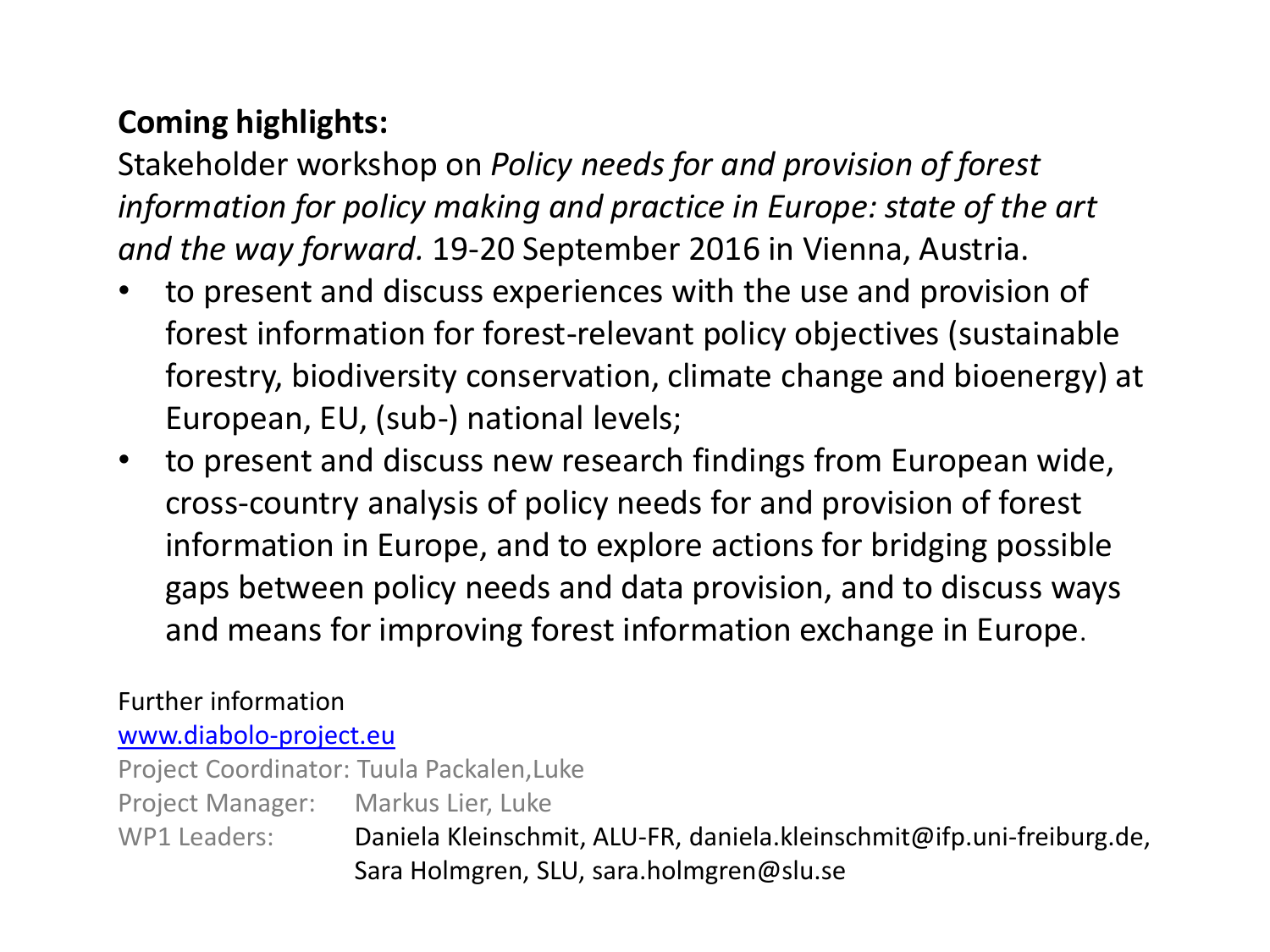**Coming highlights:**

Stakeholder workshop on *Policy needs for and provision of forest information for policy making and practice in Europe: state of the art and the way forward.* 19-20 September 2016 in Vienna, Austria.

- to present and discuss experiences with the use and provision of forest information for forest-relevant policy objectives (sustainable forestry, biodiversity conservation, climate change and bioenergy) at European, EU, (sub-) national levels;
- to present and discuss new research findings from European wide, cross-country analysis of policy needs for and provision of forest information in Europe, and to explore actions for bridging possible gaps between policy needs and data provision, and to discuss ways and means for improving forest information exchange in Europe.

Further information

[www.diabolo-project.eu](http://www.diabolo-project.eu)

Project Coordinator: Tuula Packalen,Luke

Project Manager: Markus Lier, Luke

WP1 Leaders: Daniela Kleinschmit, ALU-FR, daniela.kleinschmit@ifp.uni-freiburg.de, Sara Holmgren, SLU, sara.holmgren@slu.se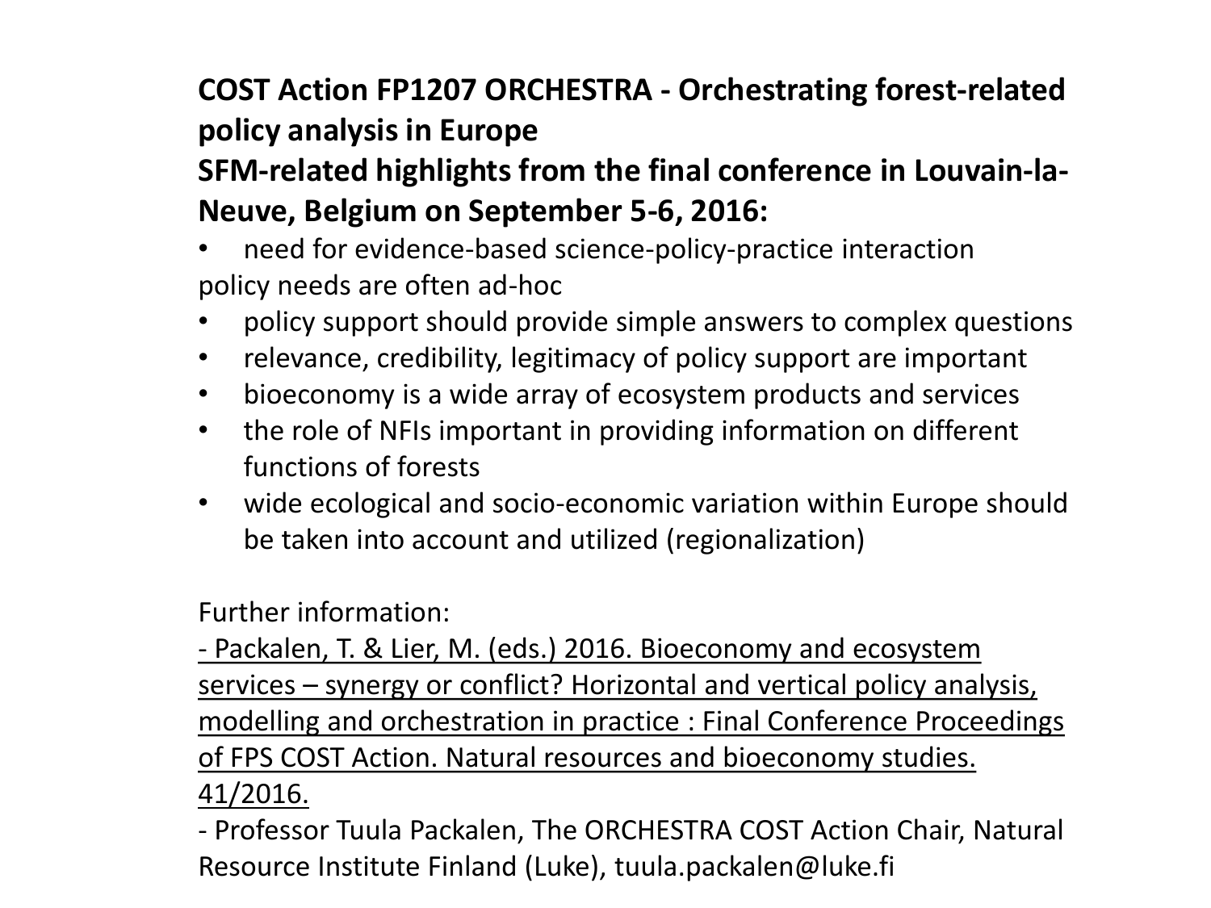**COST Action FP1207 ORCHESTRA - Orchestrating forest-related policy analysis in Europe**
**SFM-related highlights from the final conference in Louvain-la-Neuve, Belgium on September 5-6, 2016:**

- need for evidence-based science-policy-practice interaction

policy needs are often ad-hoc

- policy support should provide simple answers to complex questions
- relevance, credibility, legitimacy of policy support are important
- bioeconomy is a wide array of ecosystem products and services
- the role of NFIs important in providing information on different functions of forests
- wide ecological and socio-economic variation within Europe should be taken into account and utilized (regionalization)

Further information:

- Packalen, T. & Lier, M. (eds.) 2016. Bioeconomy and ecosystem services – synergy or conflict? Horizontal and vertical policy analysis, modelling and orchestration in practice : Final Conference Proceedings of FPS COST Action. Natural resources and bioeconomy studies. 41/2016.
- Professor Tuula Packalen, The ORCHESTRA COST Action Chair, Natural Resource Institute Finland (Luke), tuula.packalen@luke.fi